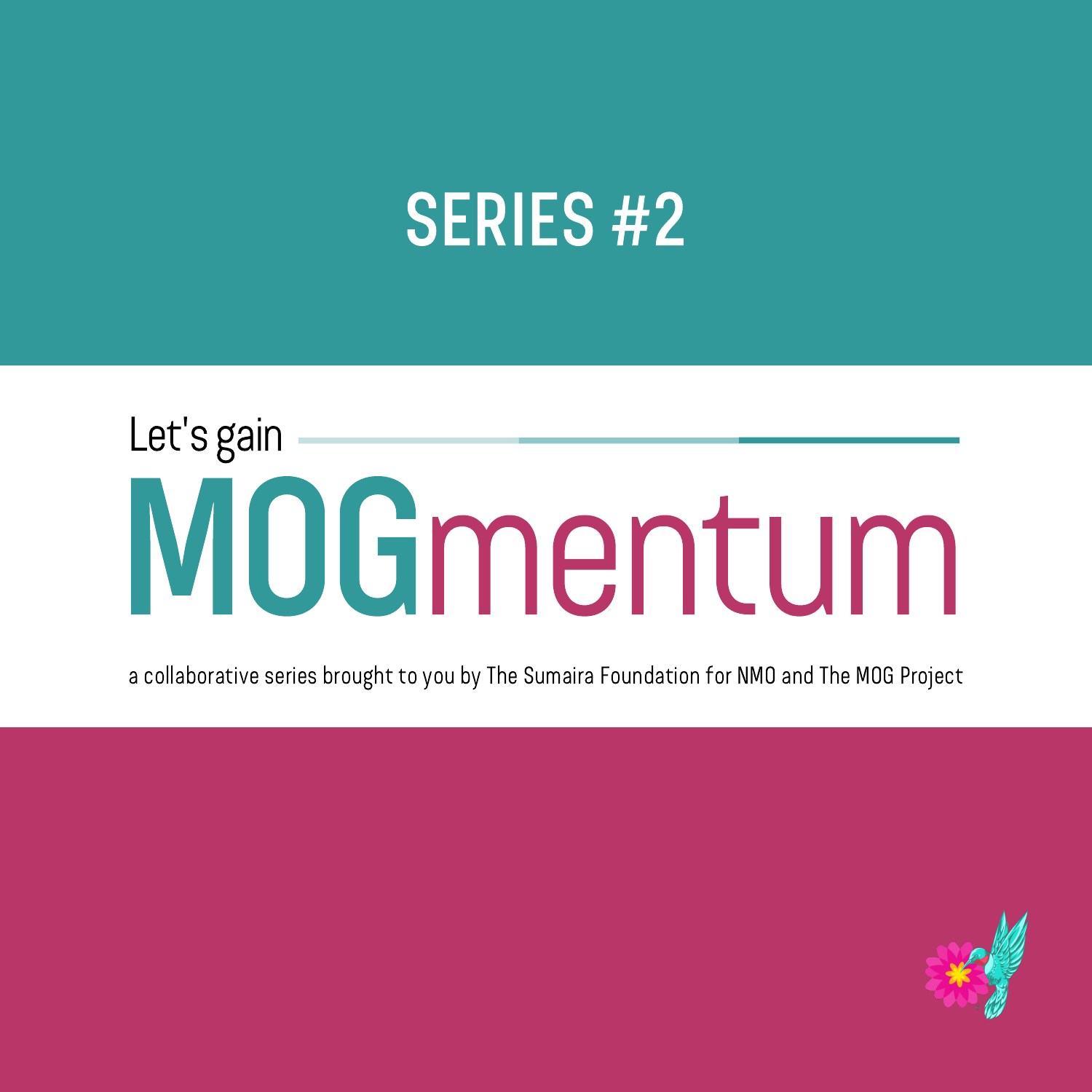# SERIES #2

Let's gain

# MOGmentum

a collaborative series brought to you by The Sumaira Foundation for NMO and The MOG Project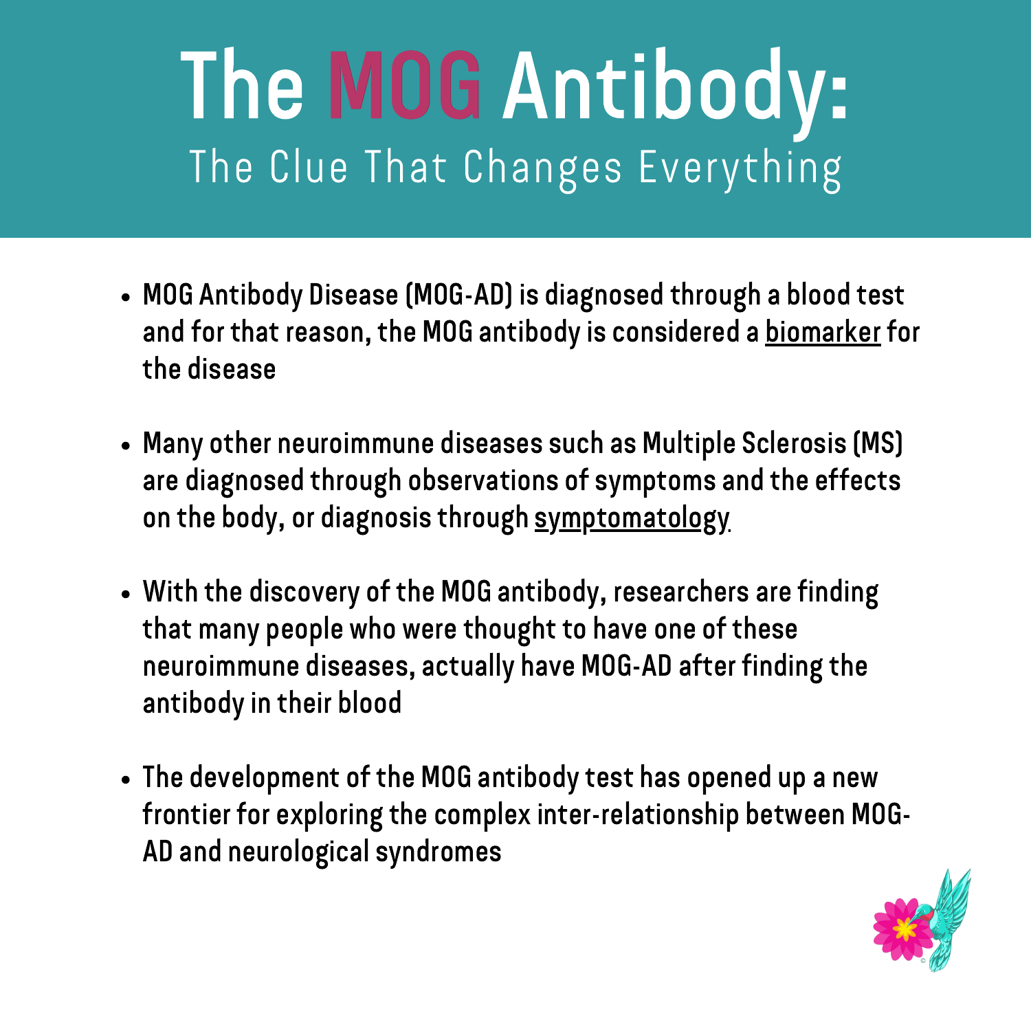# The MOG Antibody:

## The Clue That Changes Everything

- MOG Antibody Disease (MOG-AD) is diagnosed through a blood test and for that reason, the MOG antibody is considered a biomarker for the disease
- Many other neuroimmune diseases such as Multiple Sclerosis (MS) are diagnosed through observations of symptoms and the effects on the body, or diagnosis through symptomatology
- With the discovery of the MOG antibody, researchers are finding that many people who were thought to have one of these neuroimmune diseases, actually have MOG-AD after finding the antibody in their blood
- The development of the MOG antibody test has opened up a new frontier for exploring the complex inter-relationship between MOG-AD and neurological syndromes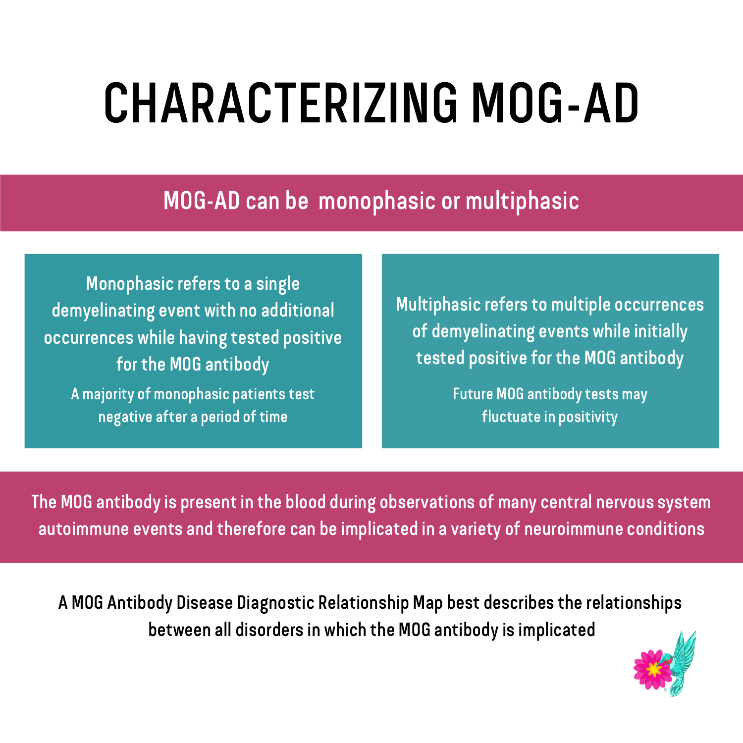# CHARACTERIZING MOG-AD

## MOG-AD can be monophasic or multiphasic

Monophasic refers to a single demyelinating event with no additional occurrences while having tested positive for the MOG antibody

A majority of monophasic patients test negative after a period of time

Multiphasic refers to multiple occurrences of demyelinating events while initially tested positive for the MOG antibody

Future MOG antibody tests may fluctuate in positivity

The MOG antibody is present in the blood during observations of many central nervous system autoimmune events and therefore can be implicated in a variety of neuroimmune conditions

A MOG Antibody Disease Diagnostic Relationship Map best describes the relationships between all disorders in which the MOG antibody is implicated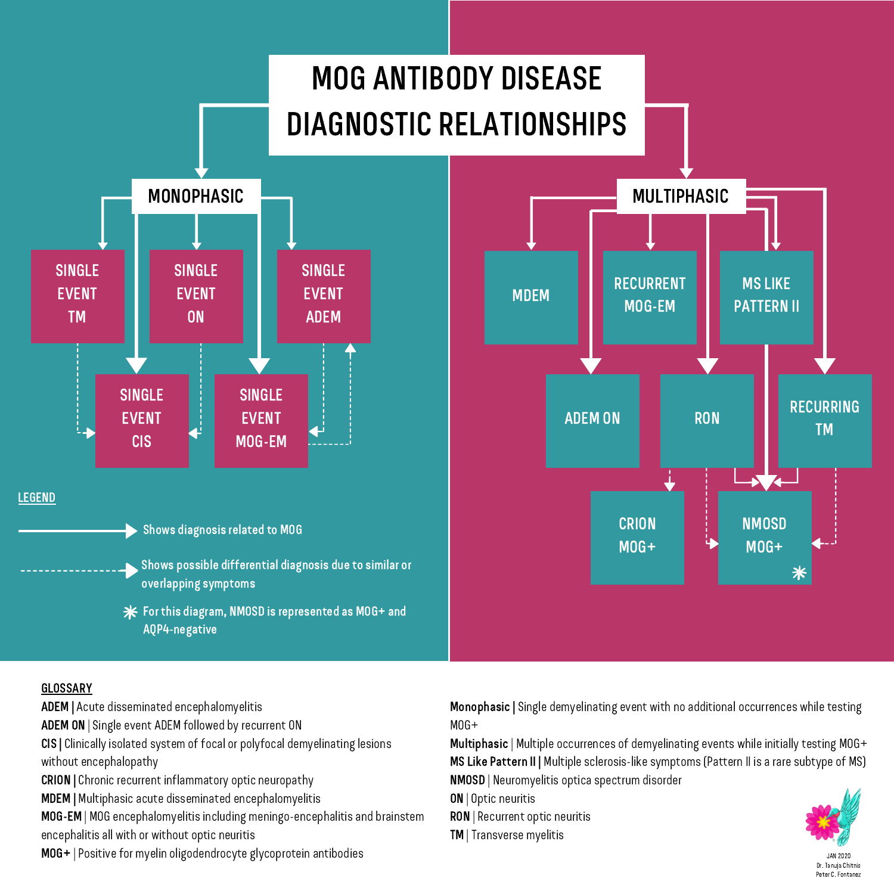# MOG ANTIBODY DISEASE DIAGNOSTIC RELATIONSHIPS

## MONOPHASIC

- SINGLE EVENT TM
- SINGLE EVENT ON
- SINGLE EVENT ADEM
- SINGLE EVENT CIS
- SINGLE EVENT MOG-EM

## MULTIPHASIC

- MDEM
- RECURRENT MOG-EM
- MS LIKE PATTERN II
- ADEM ON
- RON
- RECURRING TM
- CRION MOG+
- NMOSD MOG+ *

LEGEND

- Shows diagnosis related to MOG (solid arrow)
- Shows possible differential diagnosis due to similar or overlapping symptoms (dashed arrow)
- * For this diagram, NMOSD is represented as MOG+ and AQP4-negative

GLOSSARY

**ADEM** | Acute disseminated encephalomyelitis

**ADEM ON** | Single event ADEM followed by recurrent ON

**CIS** | Clinically isolated system of focal or polyfocal demyelinating lesions without encephalopathy

**CRION** | Chronic recurrent inflammatory optic neuropathy

**MDEM** | Multiphasic acute disseminated encephalomyelitis

**MOG-EM** | MOG encephalomyelitis including meningo-encephalitis and brainstem encephalitis all with or without optic neuritis

**MOG+** | Positive for myelin oligodendrocyte glycoprotein antibodies

**Monophasic** | Single demyelinating event with no additional occurrences while testing MOG+

**Multiphasic** | Multiple occurrences of demyelinating events while initially testing MOG+

**MS Like Pattern II** | Multiple sclerosis-like symptoms (Pattern II is a rare subtype of MS)

**NMOSD** | Neuromyelitis optica spectrum disorder

**ON** | Optic neuritis

**RON** | Recurrent optic neuritis

**TM** | Transverse myelitis

JAN 2020
Dr. Tanuja Chitnis
Peter C. Fontanez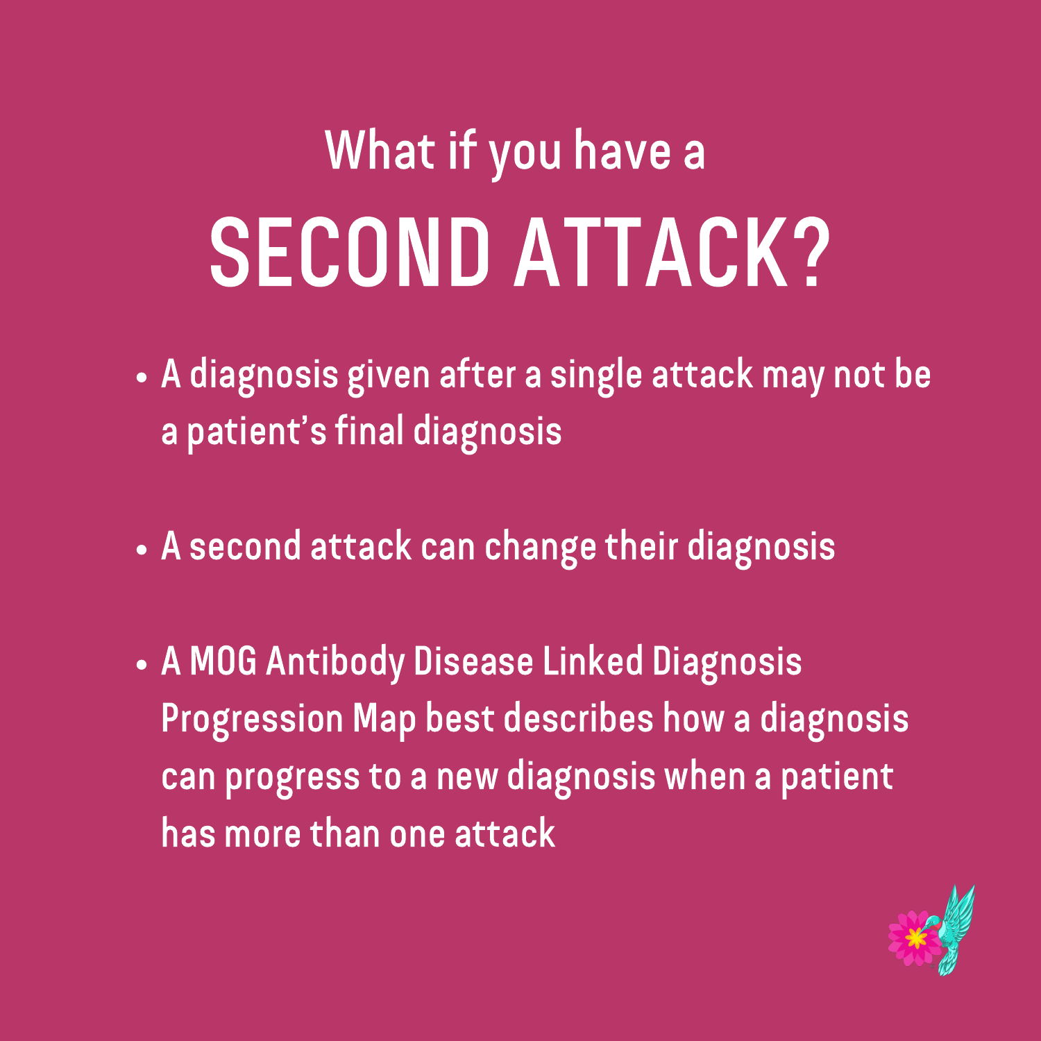# What if you have a SECOND ATTACK?

- A diagnosis given after a single attack may not be a patient's final diagnosis
- A second attack can change their diagnosis
- A MOG Antibody Disease Linked Diagnosis Progression Map best describes how a diagnosis can progress to a new diagnosis when a patient has more than one attack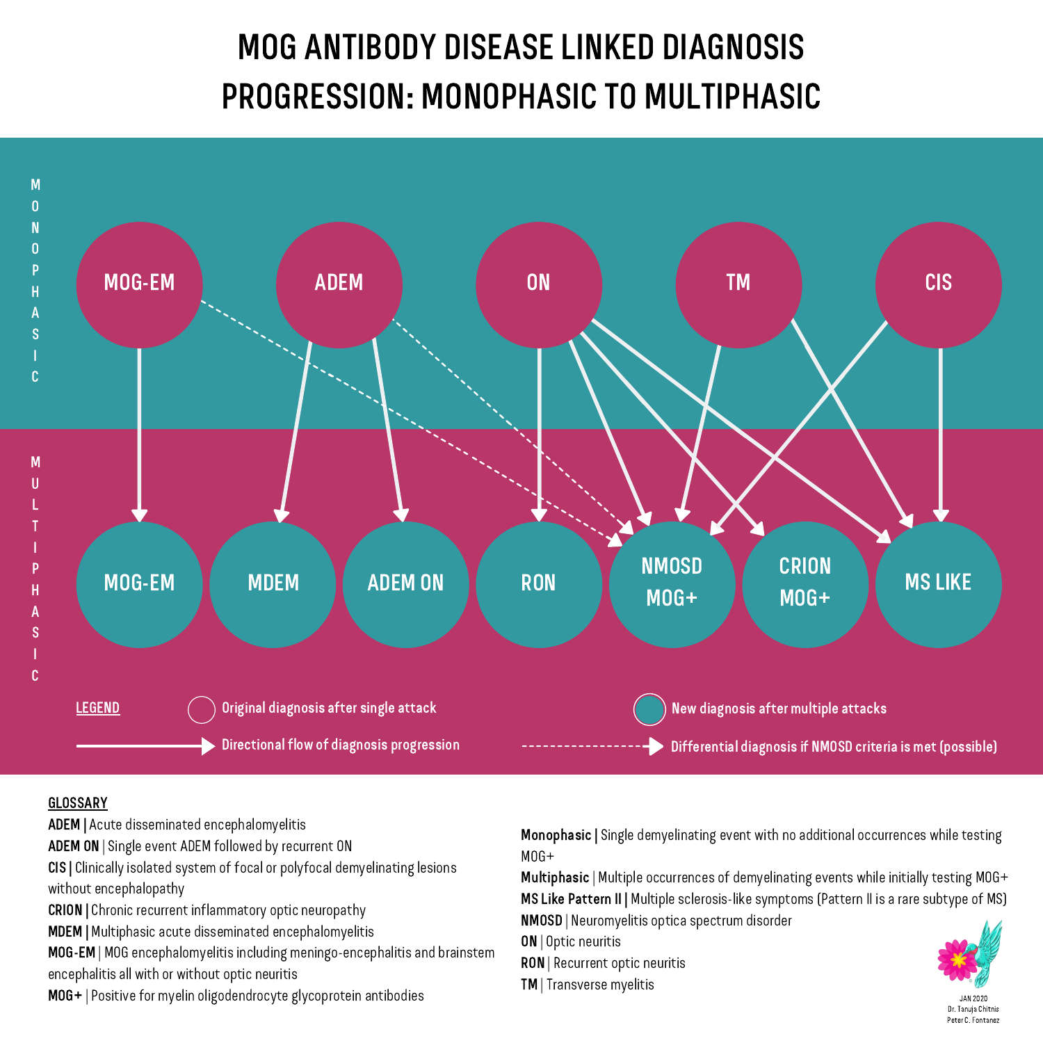# MOG ANTIBODY DISEASE LINKED DIAGNOSIS PROGRESSION: MONOPHASIC TO MULTIPHASIC

MONOPHASIC

MOG-EM | ADEM | ON | TM | CIS

MULTIPHASIC

MOG-EM | MDEM | ADEM ON | RON | NMOSD MOG+ | CRION MOG+ | MS LIKE

LEGEND

- Original diagnosis after single attack
- New diagnosis after multiple attacks
- Directional flow of diagnosis progression
- Differential diagnosis if NMOSD criteria is met (possible)

GLOSSARY

**ADEM |** Acute disseminated encephalomyelitis

**ADEM ON** | Single event ADEM followed by recurrent ON

**CIS |** Clinically isolated system of focal or polyfocal demyelinating lesions without encephalopathy

**CRION |** Chronic recurrent inflammatory optic neuropathy

**MDEM |** Multiphasic acute disseminated encephalomyelitis

**MOG-EM** | MOG encephalomyelitis including meningo-encephalitis and brainstem encephalitis all with or without optic neuritis

**MOG+** | Positive for myelin oligodendrocyte glycoprotein antibodies

**Monophasic |** Single demyelinating event with no additional occurrences while testing MOG+

**Multiphasic** | Multiple occurrences of demyelinating events while initially testing MOG+

**MS Like Pattern II |** Multiple sclerosis-like symptoms (Pattern II is a rare subtype of MS)

**NMOSD** | Neuromyelitis optica spectrum disorder

**ON** | Optic neuritis

**RON** | Recurrent optic neuritis

**TM** | Transverse myelitis

JAN 2020
Dr. Tanuja Chitnis
Peter C. Fontanez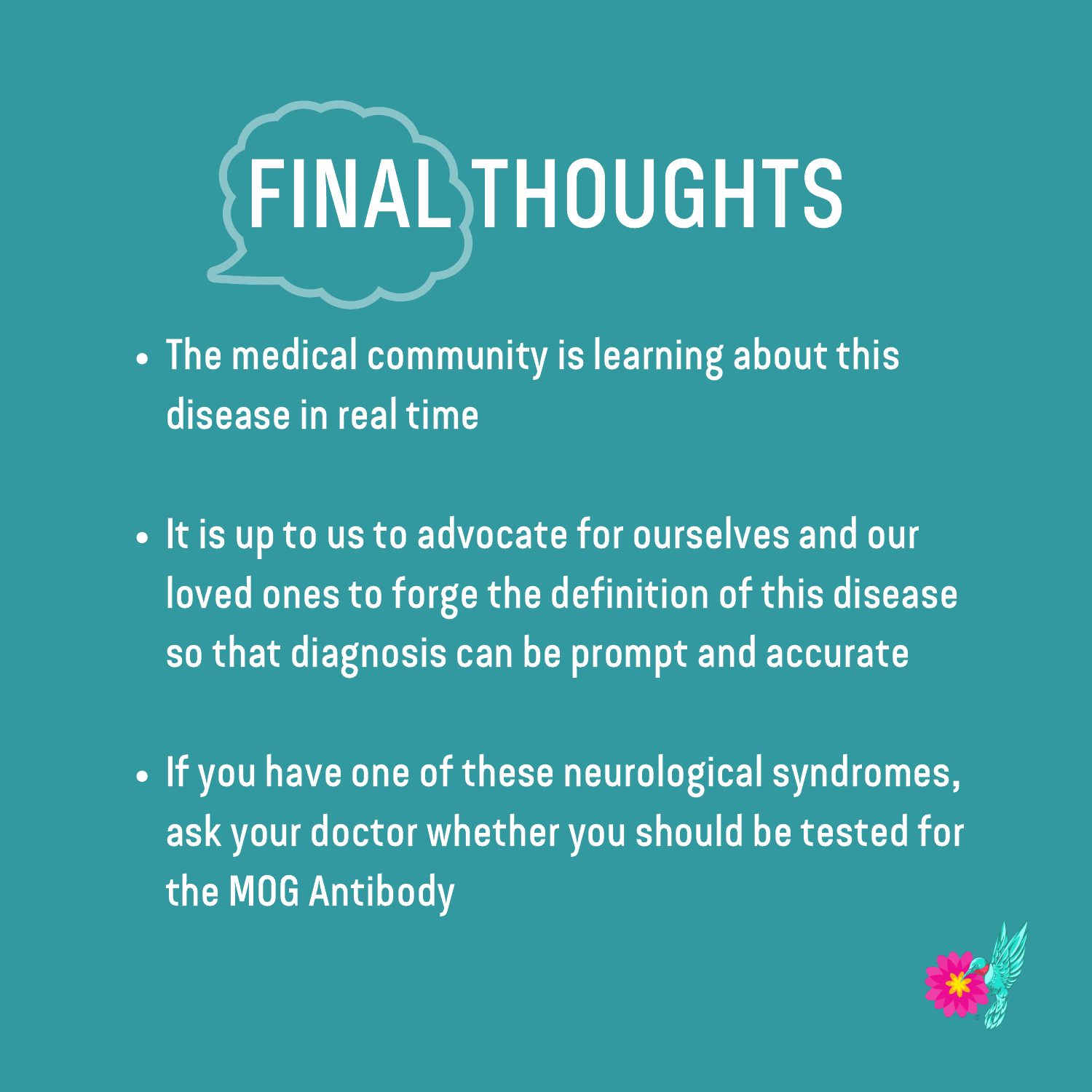# FINAL THOUGHTS

- The medical community is learning about this disease in real time
- It is up to us to advocate for ourselves and our loved ones to forge the definition of this disease so that diagnosis can be prompt and accurate
- If you have one of these neurological syndromes, ask your doctor whether you should be tested for the MOG Antibody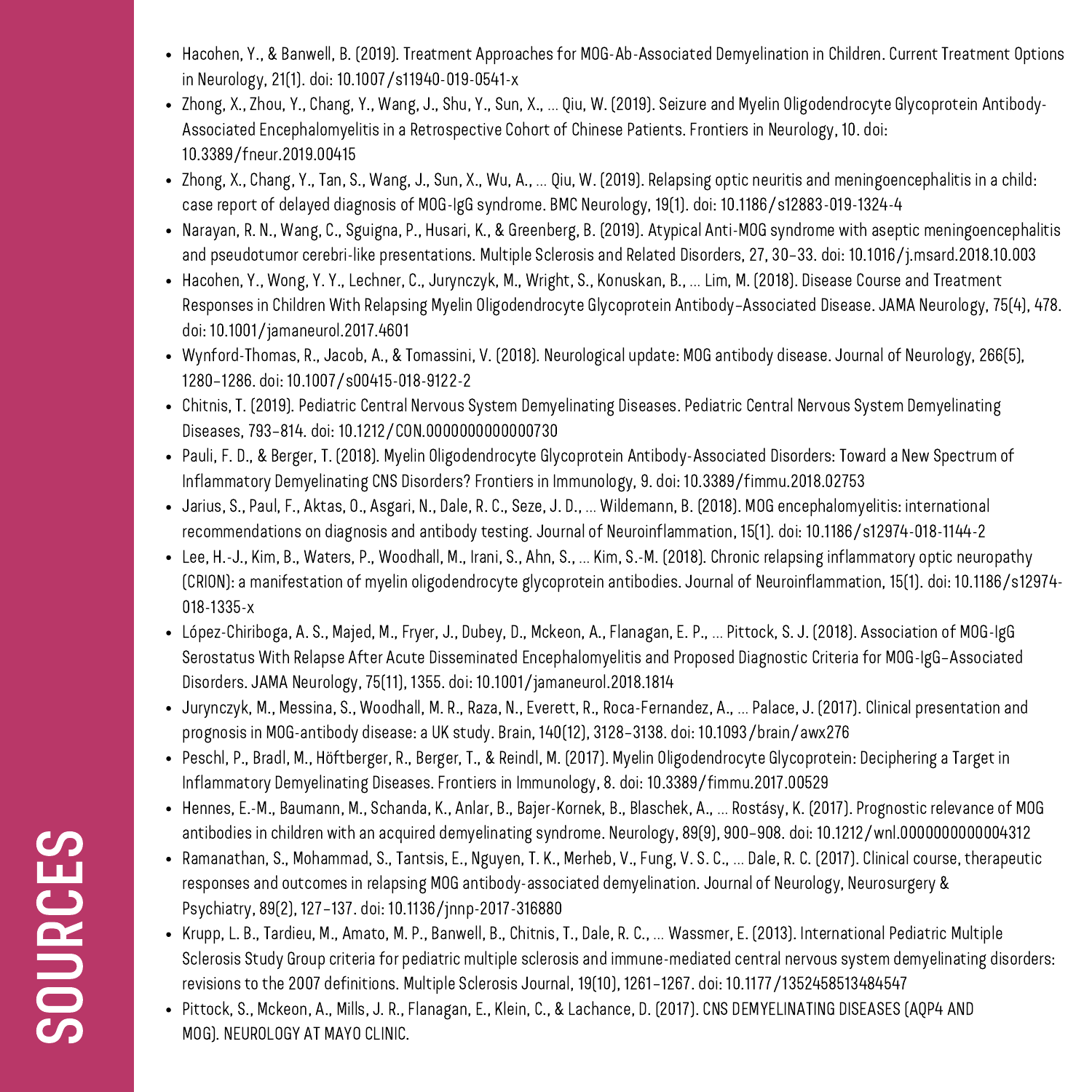# SOURCES

- Hacohen, Y., & Banwell, B. (2019). Treatment Approaches for MOG-Ab-Associated Demyelination in Children. Current Treatment Options in Neurology, 21(1). doi: 10.1007/s11940-019-0541-x
- Zhong, X., Zhou, Y., Chang, Y., Wang, J., Shu, Y., Sun, X., … Qiu, W. (2019). Seizure and Myelin Oligodendrocyte Glycoprotein Antibody-Associated Encephalomyelitis in a Retrospective Cohort of Chinese Patients. Frontiers in Neurology, 10. doi: 10.3389/fneur.2019.00415
- Zhong, X., Chang, Y., Tan, S., Wang, J., Sun, X., Wu, A., … Qiu, W. (2019). Relapsing optic neuritis and meningoencephalitis in a child: case report of delayed diagnosis of MOG-IgG syndrome. BMC Neurology, 19(1). doi: 10.1186/s12883-019-1324-4
- Narayan, R. N., Wang, C., Sguigna, P., Husari, K., & Greenberg, B. (2019). Atypical Anti-MOG syndrome with aseptic meningoencephalitis and pseudotumor cerebri-like presentations. Multiple Sclerosis and Related Disorders, 27, 30–33. doi: 10.1016/j.msard.2018.10.003
- Hacohen, Y., Wong, Y. Y., Lechner, C., Jurynczyk, M., Wright, S., Konuskan, B., … Lim, M. (2018). Disease Course and Treatment Responses in Children With Relapsing Myelin Oligodendrocyte Glycoprotein Antibody–Associated Disease. JAMA Neurology, 75(4), 478. doi: 10.1001/jamaneurol.2017.4601
- Wynford-Thomas, R., Jacob, A., & Tomassini, V. (2018). Neurological update: MOG antibody disease. Journal of Neurology, 266(5), 1280–1286. doi: 10.1007/s00415-018-9122-2
- Chitnis, T. (2019). Pediatric Central Nervous System Demyelinating Diseases. Pediatric Central Nervous System Demyelinating Diseases, 793–814. doi: 10.1212/CON.0000000000000730
- Pauli, F. D., & Berger, T. (2018). Myelin Oligodendrocyte Glycoprotein Antibody-Associated Disorders: Toward a New Spectrum of Inflammatory Demyelinating CNS Disorders? Frontiers in Immunology, 9. doi: 10.3389/fimmu.2018.02753
- Jarius, S., Paul, F., Aktas, O., Asgari, N., Dale, R. C., Seze, J. D., … Wildemann, B. (2018). MOG encephalomyelitis: international recommendations on diagnosis and antibody testing. Journal of Neuroinflammation, 15(1). doi: 10.1186/s12974-018-1144-2
- Lee, H.-J., Kim, B., Waters, P., Woodhall, M., Irani, S., Ahn, S., … Kim, S.-M. (2018). Chronic relapsing inflammatory optic neuropathy (CRION): a manifestation of myelin oligodendrocyte glycoprotein antibodies. Journal of Neuroinflammation, 15(1). doi: 10.1186/s12974-018-1335-x
- López-Chiriboga, A. S., Majed, M., Fryer, J., Dubey, D., Mckeon, A., Flanagan, E. P., … Pittock, S. J. (2018). Association of MOG-IgG Serostatus With Relapse After Acute Disseminated Encephalomyelitis and Proposed Diagnostic Criteria for MOG-IgG–Associated Disorders. JAMA Neurology, 75(11), 1355. doi: 10.1001/jamaneurol.2018.1814
- Jurynczyk, M., Messina, S., Woodhall, M. R., Raza, N., Everett, R., Roca-Fernandez, A., … Palace, J. (2017). Clinical presentation and prognosis in MOG-antibody disease: a UK study. Brain, 140(12), 3128–3138. doi: 10.1093/brain/awx276
- Peschl, P., Bradl, M., Höftberger, R., Berger, T., & Reindl, M. (2017). Myelin Oligodendrocyte Glycoprotein: Deciphering a Target in Inflammatory Demyelinating Diseases. Frontiers in Immunology, 8. doi: 10.3389/fimmu.2017.00529
- Hennes, E.-M., Baumann, M., Schanda, K., Anlar, B., Bajer-Kornek, B., Blaschek, A., … Rostásy, K. (2017). Prognostic relevance of MOG antibodies in children with an acquired demyelinating syndrome. Neurology, 89(9), 900–908. doi: 10.1212/wnl.0000000000004312
- Ramanathan, S., Mohammad, S., Tantsis, E., Nguyen, T. K., Merheb, V., Fung, V. S. C., … Dale, R. C. (2017). Clinical course, therapeutic responses and outcomes in relapsing MOG antibody-associated demyelination. Journal of Neurology, Neurosurgery & Psychiatry, 89(2), 127–137. doi: 10.1136/jnnp-2017-316880
- Krupp, L. B., Tardieu, M., Amato, M. P., Banwell, B., Chitnis, T., Dale, R. C., … Wassmer, E. (2013). International Pediatric Multiple Sclerosis Study Group criteria for pediatric multiple sclerosis and immune-mediated central nervous system demyelinating disorders: revisions to the 2007 definitions. Multiple Sclerosis Journal, 19(10), 1261–1267. doi: 10.1177/1352458513484547
- Pittock, S., Mckeon, A., Mills, J. R., Flanagan, E., Klein, C., & Lachance, D. (2017). CNS DEMYELINATING DISEASES (AQP4 AND MOG). NEUROLOGY AT MAYO CLINIC.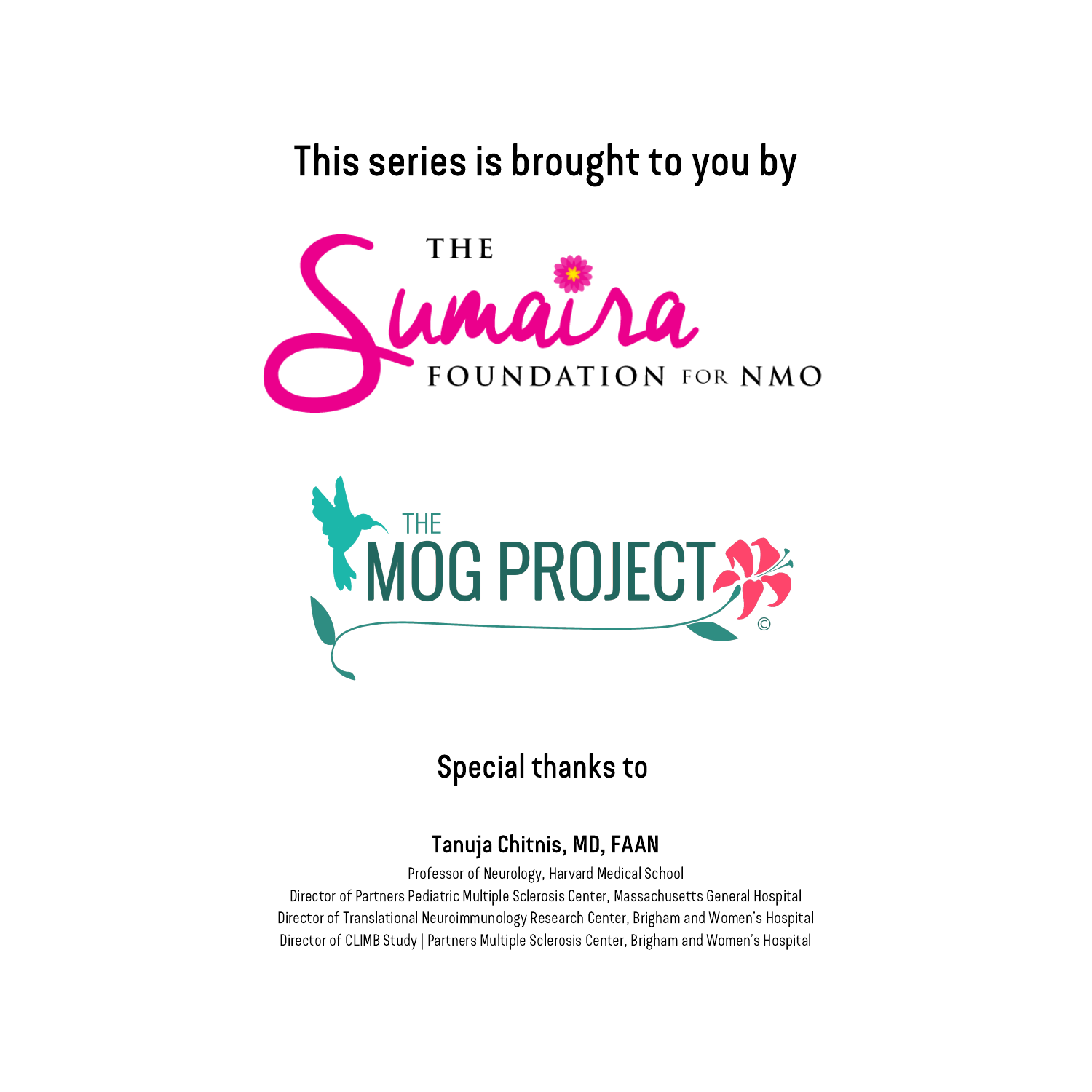## This series is brought to you by

THE Sumaira FOUNDATION FOR NMO

THE MOG PROJECT ©

## Special thanks to

### Tanuja Chitnis, MD, FAAN

Professor of Neurology, Harvard Medical School
Director of Partners Pediatric Multiple Sclerosis Center, Massachusetts General Hospital
Director of Translational Neuroimmunology Research Center, Brigham and Women's Hospital
Director of CLIMB Study | Partners Multiple Sclerosis Center, Brigham and Women's Hospital